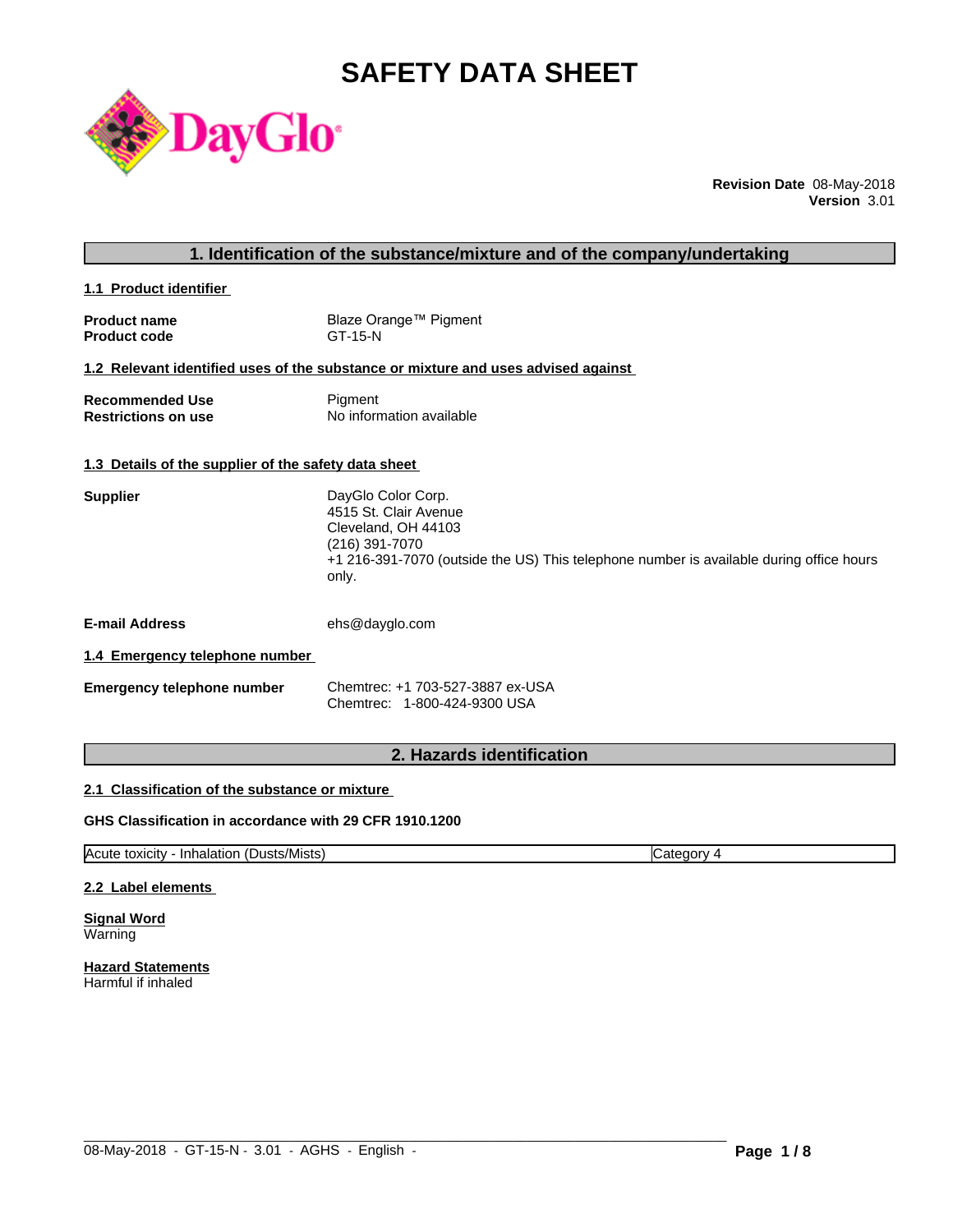# SAFETY DATA SHEET

**Revision Date** 08-May-2018
**Version** 3.01

## 1. Identification of the substance/mixture and of the company/undertaking

### 1.1 Product identifier

**Product name** Blaze Orange™ Pigment
**Product code** GT-15-N

### 1.2 Relevant identified uses of the substance or mixture and uses advised against

**Recommended Use** Pigment
**Restrictions on use** No information available

### 1.3 Details of the supplier of the safety data sheet

**Supplier**
DayGlo Color Corp.
4515 St. Clair Avenue
Cleveland, OH 44103
(216) 391-7070
+1 216-391-7070 (outside the US) This telephone number is available during office hours only.

**E-mail Address** ehs@dayglo.com

### 1.4 Emergency telephone number

**Emergency telephone number**
Chemtrec: +1 703-527-3887 ex-USA
Chemtrec: 1-800-424-9300 USA

## 2. Hazards identification

### 2.1 Classification of the substance or mixture

**GHS Classification in accordance with 29 CFR 1910.1200**

| Acute toxicity - Inhalation (Dusts/Mists) | Category 4 |
|---|---|

### 2.2 Label elements

**Signal Word**
Warning

**Hazard Statements**
Harmful if inhaled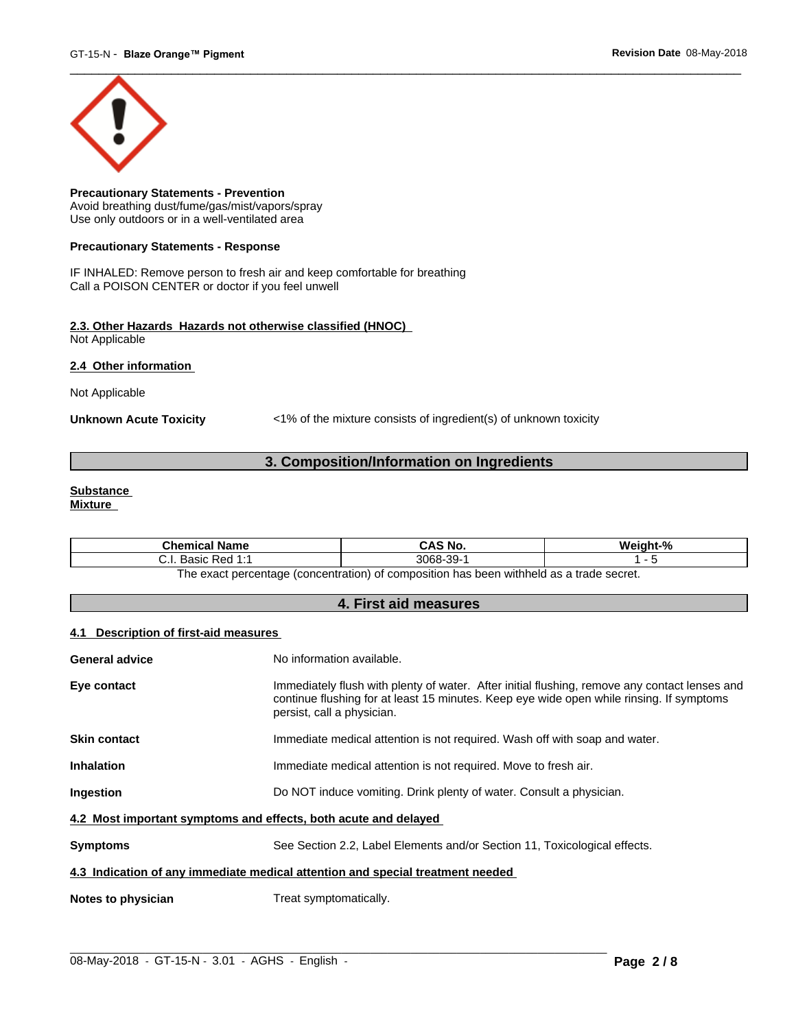**Precautionary Statements - Prevention**
Avoid breathing dust/fume/gas/mist/vapors/spray
Use only outdoors or in a well-ventilated area

**Precautionary Statements - Response**

IF INHALED: Remove person to fresh air and keep comfortable for breathing
Call a POISON CENTER or doctor if you feel unwell

**2.3. Other Hazards Hazards not otherwise classified (HNOC)**
Not Applicable

**2.4 Other information**

Not Applicable

**Unknown Acute Toxicity** <1% of the mixture consists of ingredient(s) of unknown toxicity

## 3. Composition/Information on Ingredients

**Substance**
**Mixture**

| Chemical Name | CAS No. | Weight-% |
| --- | --- | --- |
| C.I. Basic Red 1:1 | 3068-39-1 | 1 - 5 |

The exact percentage (concentration) of composition has been withheld as a trade secret.

## 4. First aid measures

**4.1 Description of first-aid measures**

**General advice** No information available.

**Eye contact** Immediately flush with plenty of water. After initial flushing, remove any contact lenses and continue flushing for at least 15 minutes. Keep eye wide open while rinsing. If symptoms persist, call a physician.

**Skin contact** Immediate medical attention is not required. Wash off with soap and water.

**Inhalation** Immediate medical attention is not required. Move to fresh air.

**Ingestion** Do NOT induce vomiting. Drink plenty of water. Consult a physician.

**4.2 Most important symptoms and effects, both acute and delayed**

**Symptoms** See Section 2.2, Label Elements and/or Section 11, Toxicological effects.

**4.3 Indication of any immediate medical attention and special treatment needed**

**Notes to physician** Treat symptomatically.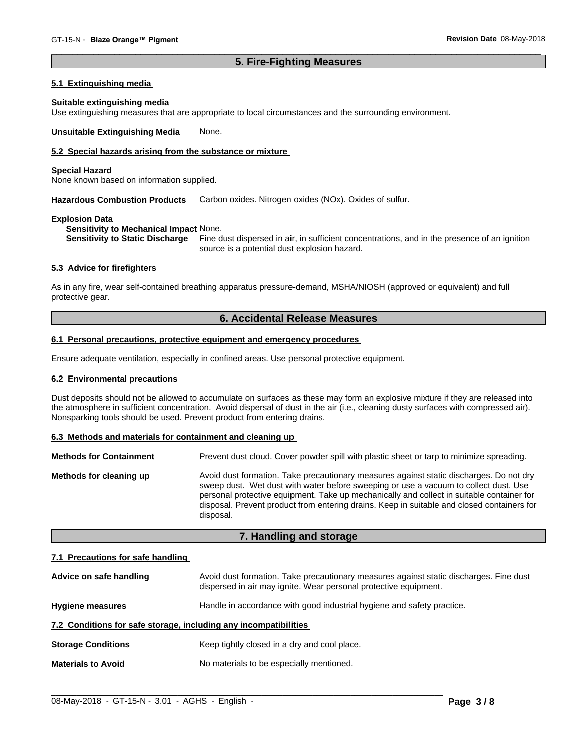## 5. Fire-Fighting Measures

### 5.1 Extinguishing media

**Suitable extinguishing media**
Use extinguishing measures that are appropriate to local circumstances and the surrounding environment.

**Unsuitable Extinguishing Media** None.

### 5.2 Special hazards arising from the substance or mixture

**Special Hazard**
None known based on information supplied.

**Hazardous Combustion Products** Carbon oxides. Nitrogen oxides (NOx). Oxides of sulfur.

**Explosion Data**
**Sensitivity to Mechanical Impact** None.
**Sensitivity to Static Discharge** Fine dust dispersed in air, in sufficient concentrations, and in the presence of an ignition source is a potential dust explosion hazard.

### 5.3 Advice for firefighters

As in any fire, wear self-contained breathing apparatus pressure-demand, MSHA/NIOSH (approved or equivalent) and full protective gear.

## 6. Accidental Release Measures

### 6.1 Personal precautions, protective equipment and emergency procedures

Ensure adequate ventilation, especially in confined areas. Use personal protective equipment.

### 6.2 Environmental precautions

Dust deposits should not be allowed to accumulate on surfaces as these may form an explosive mixture if they are released into the atmosphere in sufficient concentration. Avoid dispersal of dust in the air (i.e., cleaning dusty surfaces with compressed air). Nonsparking tools should be used. Prevent product from entering drains.

### 6.3 Methods and materials for containment and cleaning up

**Methods for Containment** Prevent dust cloud. Cover powder spill with plastic sheet or tarp to minimize spreading.

**Methods for cleaning up** Avoid dust formation. Take precautionary measures against static discharges. Do not dry sweep dust. Wet dust with water before sweeping or use a vacuum to collect dust. Use personal protective equipment. Take up mechanically and collect in suitable container for disposal. Prevent product from entering drains. Keep in suitable and closed containers for disposal.

## 7. Handling and storage

### 7.1 Precautions for safe handling

**Advice on safe handling** Avoid dust formation. Take precautionary measures against static discharges. Fine dust dispersed in air may ignite. Wear personal protective equipment.

**Hygiene measures** Handle in accordance with good industrial hygiene and safety practice.

### 7.2 Conditions for safe storage, including any incompatibilities

**Storage Conditions** Keep tightly closed in a dry and cool place.

**Materials to Avoid** No materials to be especially mentioned.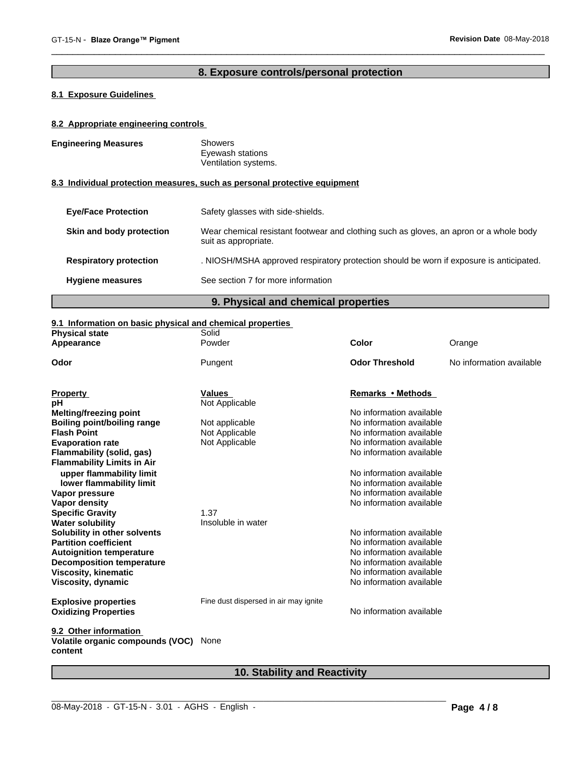## 8. Exposure controls/personal protection

### 8.1 Exposure Guidelines

### 8.2 Appropriate engineering controls

**Engineering Measures**
Showers
Eyewash stations
Ventilation systems.

### 8.3 Individual protection measures, such as personal protective equipment

| | |
|---|---|
| **Eye/Face Protection** | Safety glasses with side-shields. |
| **Skin and body protection** | Wear chemical resistant footwear and clothing such as gloves, an apron or a whole body suit as appropriate. |
| **Respiratory protection** | . NIOSH/MSHA approved respiratory protection should be worn if exposure is anticipated. |
| **Hygiene measures** | See section 7 for more information |

## 9. Physical and chemical properties

### 9.1 Information on basic physical and chemical properties

| | | | |
|---|---|---|---|
| **Physical state** | Solid | | |
| **Appearance** | Powder | **Color** | Orange |
| **Odor** | Pungent | **Odor Threshold** | No information available |

| **Property** | **Values** | **Remarks • Methods** |
|---|---|---|
| **pH** | Not Applicable | |
| **Melting/freezing point** | | No information available |
| **Boiling point/boiling range** | Not applicable | No information available |
| **Flash Point** | Not Applicable | No information available |
| **Evaporation rate** | Not Applicable | No information available |
| **Flammability (solid, gas)** | | No information available |
| **Flammability Limits in Air** | | |
| **upper flammability limit** | | No information available |
| **lower flammability limit** | | No information available |
| **Vapor pressure** | | No information available |
| **Vapor density** | | No information available |
| **Specific Gravity** | 1.37 | |
| **Water solubility** | Insoluble in water | |
| **Solubility in other solvents** | | No information available |
| **Partition coefficient** | | No information available |
| **Autoignition temperature** | | No information available |
| **Decomposition temperature** | | No information available |
| **Viscosity, kinematic** | | No information available |
| **Viscosity, dynamic** | | No information available |
| **Explosive properties** | Fine dust dispersed in air may ignite | |
| **Oxidizing Properties** | | No information available |

### 9.2 Other information

**Volatile organic compounds (VOC) content** None

## 10. Stability and Reactivity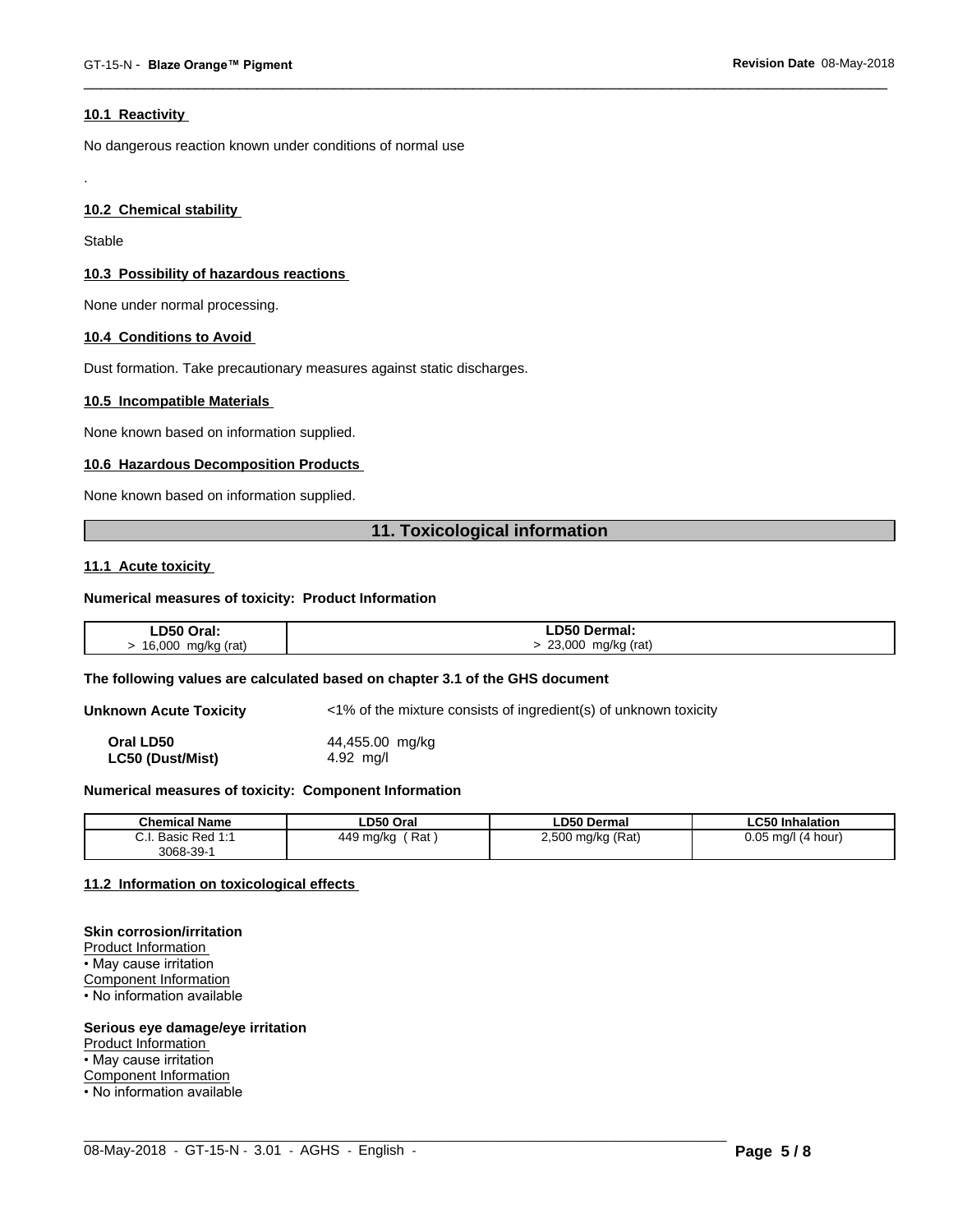### 10.1 Reactivity

No dangerous reaction known under conditions of normal use

.

### 10.2 Chemical stability

Stable

### 10.3 Possibility of hazardous reactions

None under normal processing.

### 10.4 Conditions to Avoid

Dust formation. Take precautionary measures against static discharges.

### 10.5 Incompatible Materials

None known based on information supplied.

### 10.6 Hazardous Decomposition Products

None known based on information supplied.

## 11. Toxicological information

### 11.1 Acute toxicity

**Numerical measures of toxicity: Product Information**

| LD50 Oral: | LD50 Dermal: |
| --- | --- |
| > 16,000 mg/kg (rat) | > 23,000 mg/kg (rat) |

**The following values are calculated based on chapter 3.1 of the GHS document**

**Unknown Acute Toxicity** <1% of the mixture consists of ingredient(s) of unknown toxicity

**Oral LD50** 44,455.00 mg/kg
**LC50 (Dust/Mist)** 4.92 mg/l

**Numerical measures of toxicity: Component Information**

| Chemical Name | LD50 Oral | LD50 Dermal | LC50 Inhalation |
| --- | --- | --- | --- |
| C.I. Basic Red 1:1 3068-39-1 | 449 mg/kg ( Rat ) | 2,500 mg/kg (Rat) | 0.05 mg/l (4 hour) |

### 11.2 Information on toxicological effects

**Skin corrosion/irritation**
Product Information
• May cause irritation
Component Information
• No information available

**Serious eye damage/eye irritation**
Product Information
• May cause irritation
Component Information
• No information available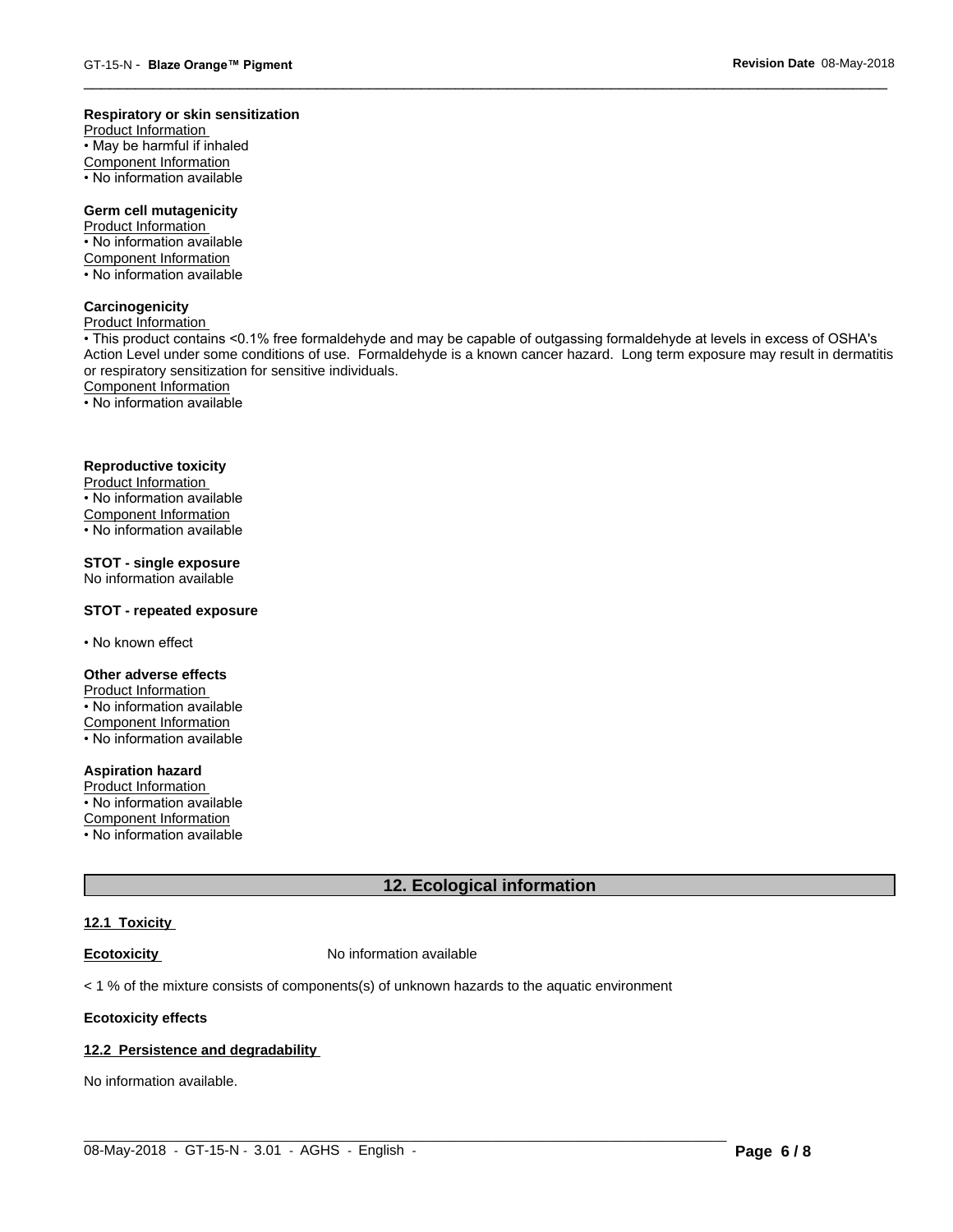**Respiratory or skin sensitization**

Product Information

• May be harmful if inhaled

Component Information

• No information available

**Germ cell mutagenicity**

Product Information

• No information available

Component Information

• No information available

**Carcinogenicity**

Product Information

• This product contains <0.1% free formaldehyde and may be capable of outgassing formaldehyde at levels in excess of OSHA's Action Level under some conditions of use. Formaldehyde is a known cancer hazard. Long term exposure may result in dermatitis or respiratory sensitization for sensitive individuals.

Component Information

• No information available

**Reproductive toxicity**

Product Information

• No information available

Component Information

• No information available

**STOT - single exposure**

No information available

**STOT - repeated exposure**

• No known effect

**Other adverse effects**

Product Information

• No information available

Component Information

• No information available

**Aspiration hazard**

Product Information

• No information available

Component Information

• No information available

## 12. Ecological information

**12.1 Toxicity**

**Ecotoxicity** No information available

< 1 % of the mixture consists of components(s) of unknown hazards to the aquatic environment

**Ecotoxicity effects**

**12.2 Persistence and degradability**

No information available.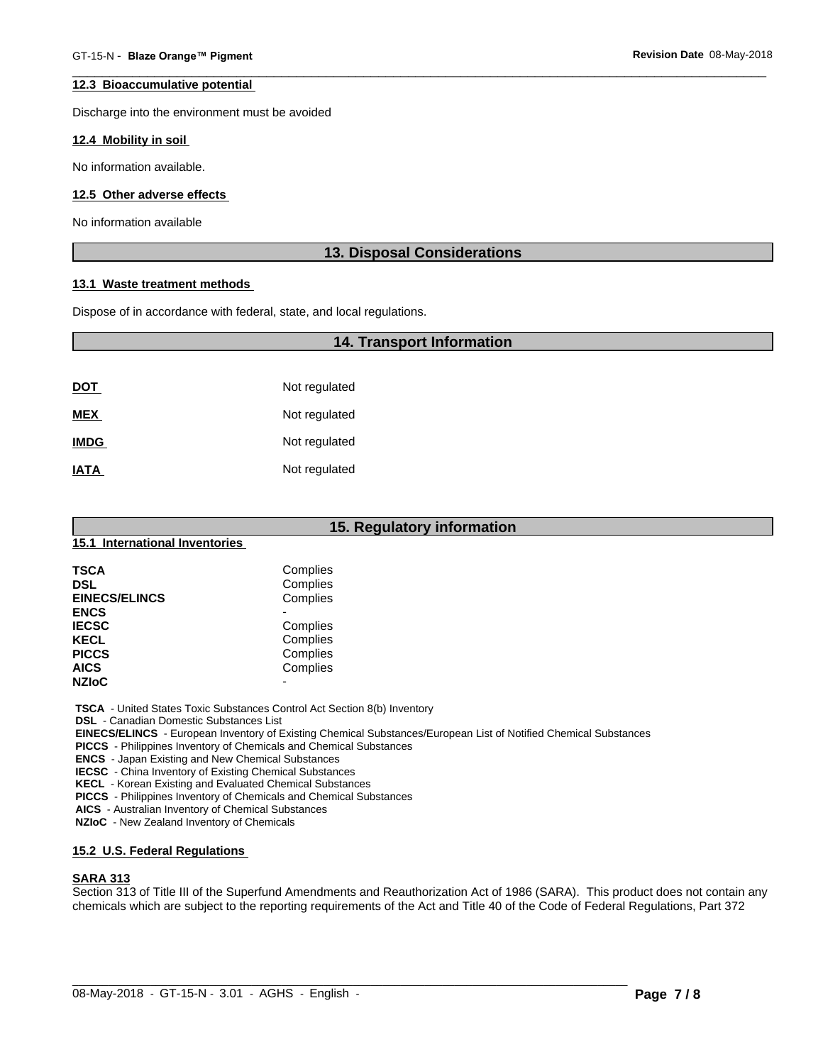### 12.3 Bioaccumulative potential

Discharge into the environment must be avoided

### 12.4 Mobility in soil

No information available.

### 12.5 Other adverse effects

No information available

## 13. Disposal Considerations

### 13.1 Waste treatment methods

Dispose of in accordance with federal, state, and local regulations.

## 14. Transport Information

| | |
|---|---|
| **DOT** | Not regulated |
| **MEX** | Not regulated |
| **IMDG** | Not regulated |
| **IATA** | Not regulated |

## 15. Regulatory information

### 15.1 International Inventories

| | |
|---|---|
| **TSCA** | Complies |
| **DSL** | Complies |
| **EINECS/ELINCS** | Complies |
| **ENCS** | - |
| **IECSC** | Complies |
| **KECL** | Complies |
| **PICCS** | Complies |
| **AICS** | Complies |
| **NZIoC** | - |

**TSCA** - United States Toxic Substances Control Act Section 8(b) Inventory
**DSL** - Canadian Domestic Substances List
**EINECS/ELINCS** - European Inventory of Existing Chemical Substances/European List of Notified Chemical Substances
**PICCS** - Philippines Inventory of Chemicals and Chemical Substances
**ENCS** - Japan Existing and New Chemical Substances
**IECSC** - China Inventory of Existing Chemical Substances
**KECL** - Korean Existing and Evaluated Chemical Substances
**PICCS** - Philippines Inventory of Chemicals and Chemical Substances
**AICS** - Australian Inventory of Chemical Substances
**NZIoC** - New Zealand Inventory of Chemicals

### 15.2 U.S. Federal Regulations

**SARA 313**
Section 313 of Title III of the Superfund Amendments and Reauthorization Act of 1986 (SARA). This product does not contain any chemicals which are subject to the reporting requirements of the Act and Title 40 of the Code of Federal Regulations, Part 372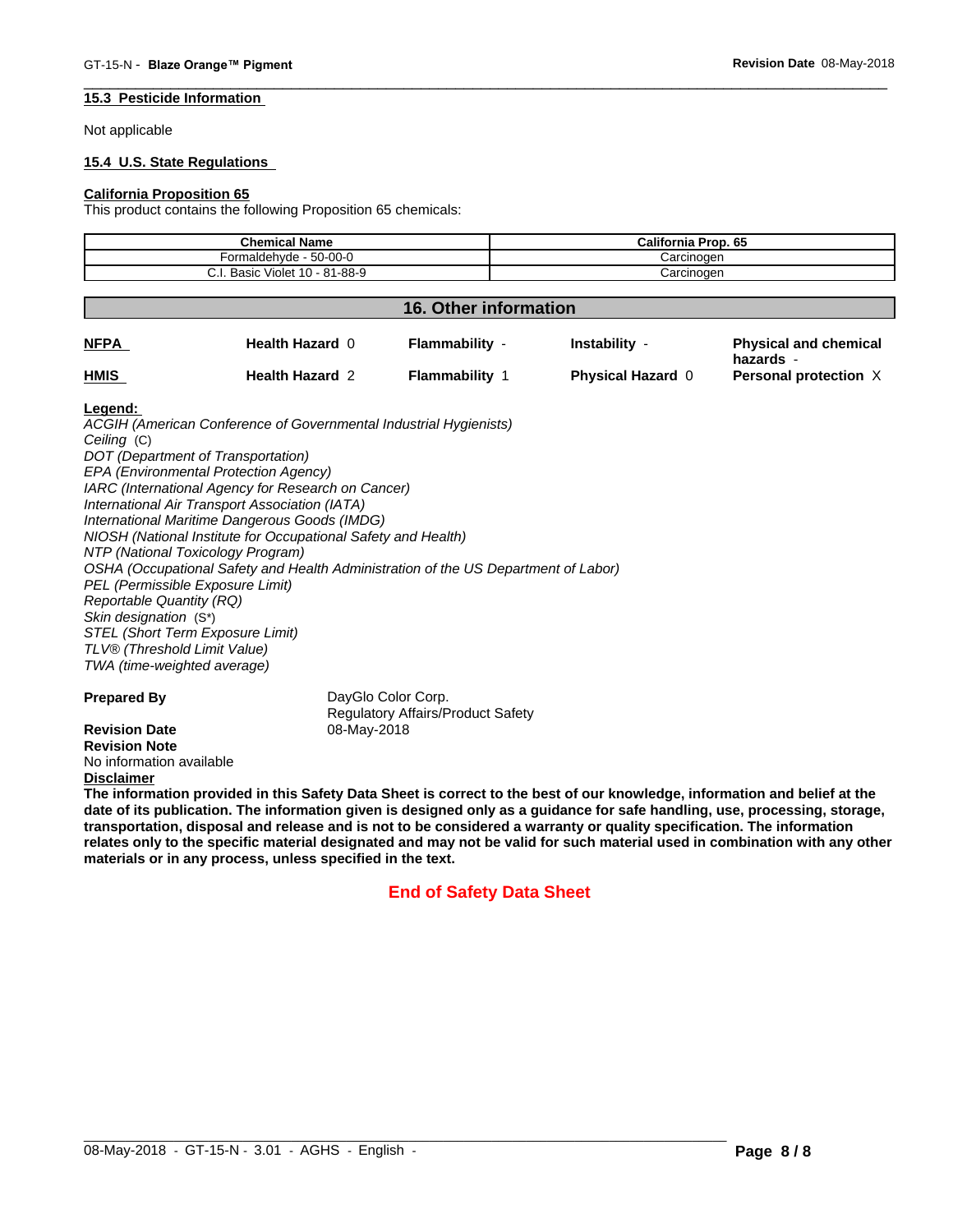### 15.3 Pesticide Information

Not applicable

### 15.4 U.S. State Regulations

**California Proposition 65**

This product contains the following Proposition 65 chemicals:

| Chemical Name | California Prop. 65 |
| --- | --- |
| Formaldehyde - 50-00-0 | Carcinogen |
| C.I. Basic Violet 10 - 81-88-9 | Carcinogen |

## 16. Other information

| | | | | |
| --- | --- | --- | --- | --- |
| **NFPA** | **Health Hazard** 0 | **Flammability** - | **Instability** - | **Physical and chemical hazards** - |
| **HMIS** | **Health Hazard** 2 | **Flammability** 1 | **Physical Hazard** 0 | **Personal protection** X |

**Legend:**

*ACGIH (American Conference of Governmental Industrial Hygienists)*
*Ceiling* (C)
*DOT (Department of Transportation)*
*EPA (Environmental Protection Agency)*
*IARC (International Agency for Research on Cancer)*
*International Air Transport Association (IATA)*
*International Maritime Dangerous Goods (IMDG)*
*NIOSH (National Institute for Occupational Safety and Health)*
*NTP (National Toxicology Program)*
*OSHA (Occupational Safety and Health Administration of the US Department of Labor)*
*PEL (Permissible Exposure Limit)*
*Reportable Quantity (RQ)*
*Skin designation* (S*)
*STEL (Short Term Exposure Limit)*
*TLV® (Threshold Limit Value)*
*TWA (time-weighted average)*

**Prepared By** DayGlo Color Corp.
Regulatory Affairs/Product Safety

**Revision Date** 08-May-2018

**Revision Note**

No information available

**Disclaimer**

**The information provided in this Safety Data Sheet is correct to the best of our knowledge, information and belief at the date of its publication. The information given is designed only as a guidance for safe handling, use, processing, storage, transportation, disposal and release and is not to be considered a warranty or quality specification. The information relates only to the specific material designated and may not be valid for such material used in combination with any other materials or in any process, unless specified in the text.**

**End of Safety Data Sheet**